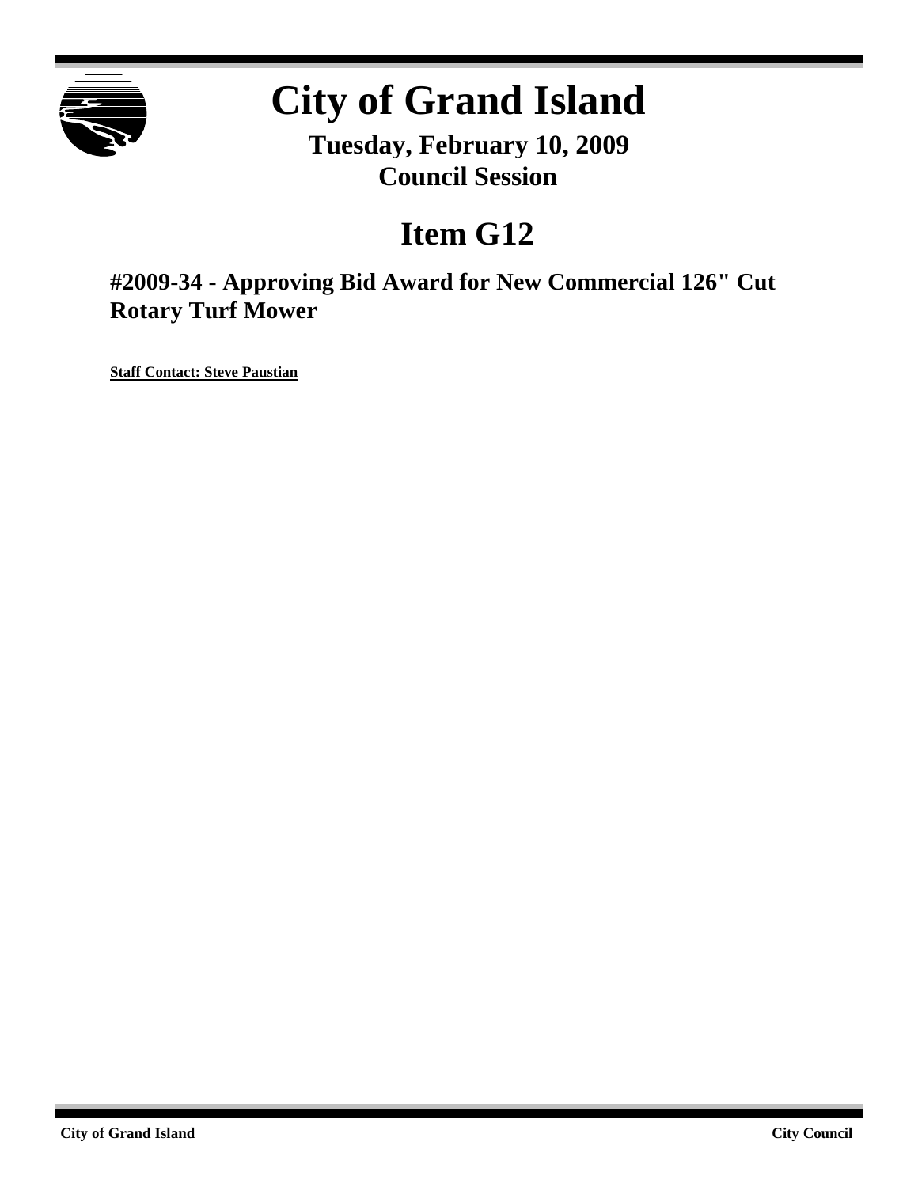# City of Grand Island

**Tuesday, February 10, 2009**
**Council Session**

## Item G12

### #2009-34 - Approving Bid Award for New Commercial 126" Cut Rotary Turf Mower

**Staff Contact: Steve Paustian**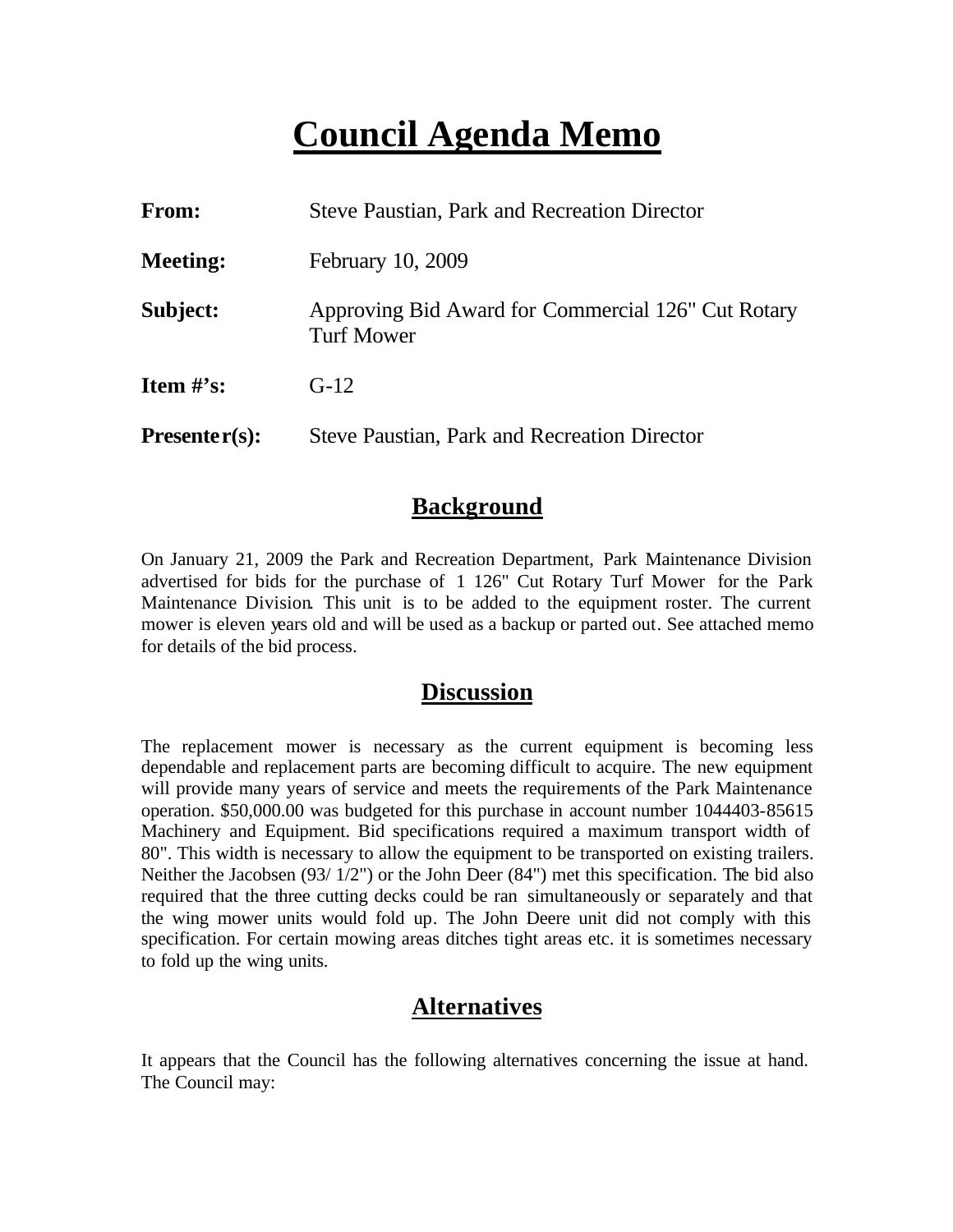# Council Agenda Memo

| | |
|---|---|
| **From:** | Steve Paustian, Park and Recreation Director |
| **Meeting:** | February 10, 2009 |
| **Subject:** | Approving Bid Award for Commercial 126" Cut Rotary Turf Mower |
| **Item #'s:** | G-12 |
| **Presenter(s):** | Steve Paustian, Park and Recreation Director |

## Background

On January 21, 2009 the Park and Recreation Department, Park Maintenance Division advertised for bids for the purchase of 1 126" Cut Rotary Turf Mower for the Park Maintenance Division. This unit is to be added to the equipment roster. The current mower is eleven years old and will be used as a backup or parted out. See attached memo for details of the bid process.

## Discussion

The replacement mower is necessary as the current equipment is becoming less dependable and replacement parts are becoming difficult to acquire. The new equipment will provide many years of service and meets the requirements of the Park Maintenance operation. $50,000.00 was budgeted for this purchase in account number 1044403-85615 Machinery and Equipment. Bid specifications required a maximum transport width of 80". This width is necessary to allow the equipment to be transported on existing trailers. Neither the Jacobsen (93/ 1/2") or the John Deer (84") met this specification. The bid also required that the three cutting decks could be ran simultaneously or separately and that the wing mower units would fold up. The John Deere unit did not comply with this specification. For certain mowing areas ditches tight areas etc. it is sometimes necessary to fold up the wing units.

## Alternatives

It appears that the Council has the following alternatives concerning the issue at hand. The Council may: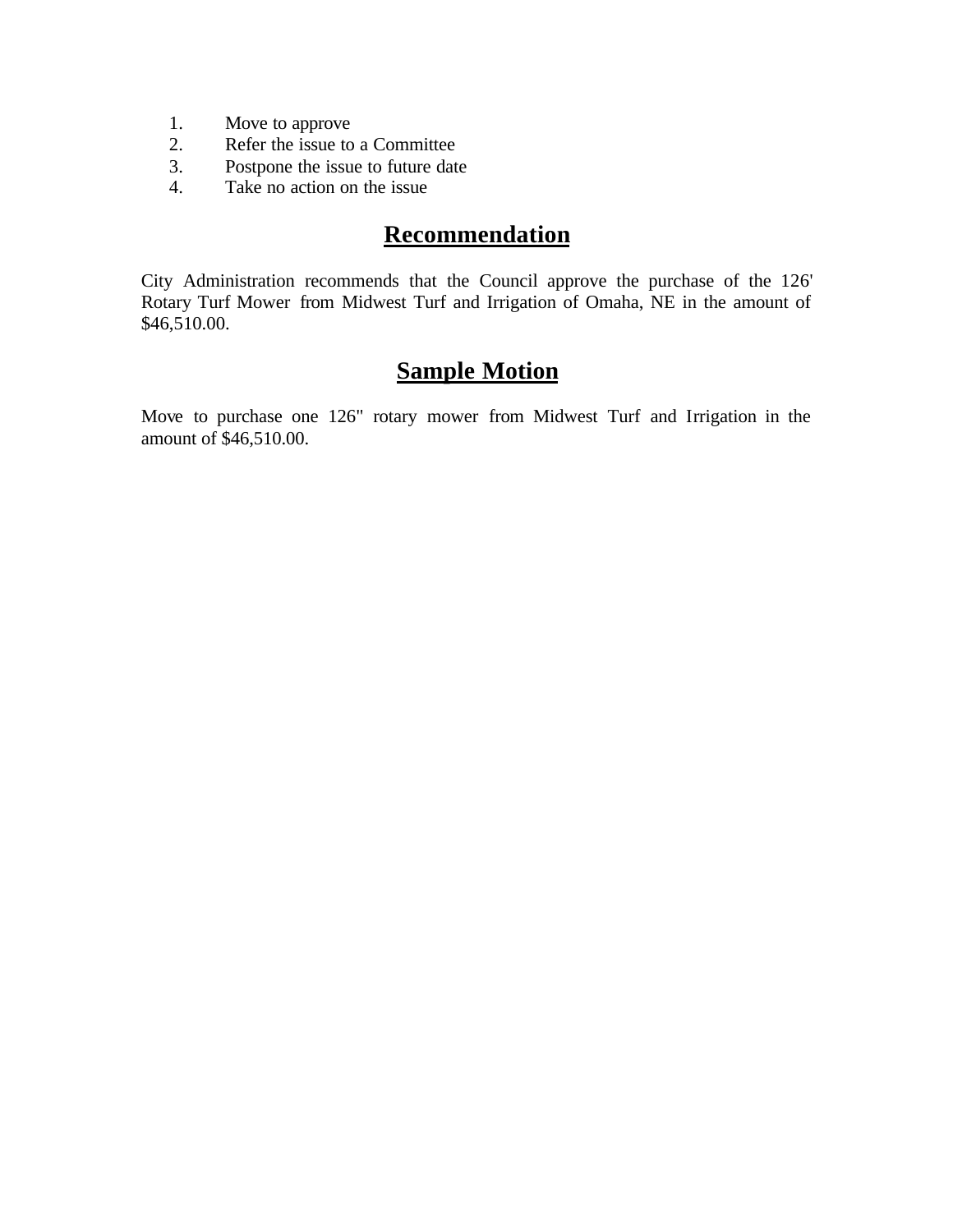1. Move to approve
2. Refer the issue to a Committee
3. Postpone the issue to future date
4. Take no action on the issue

## Recommendation

City Administration recommends that the Council approve the purchase of the 126' Rotary Turf Mower from Midwest Turf and Irrigation of Omaha, NE in the amount of $46,510.00.

## Sample Motion

Move to purchase one 126" rotary mower from Midwest Turf and Irrigation in the amount of $46,510.00.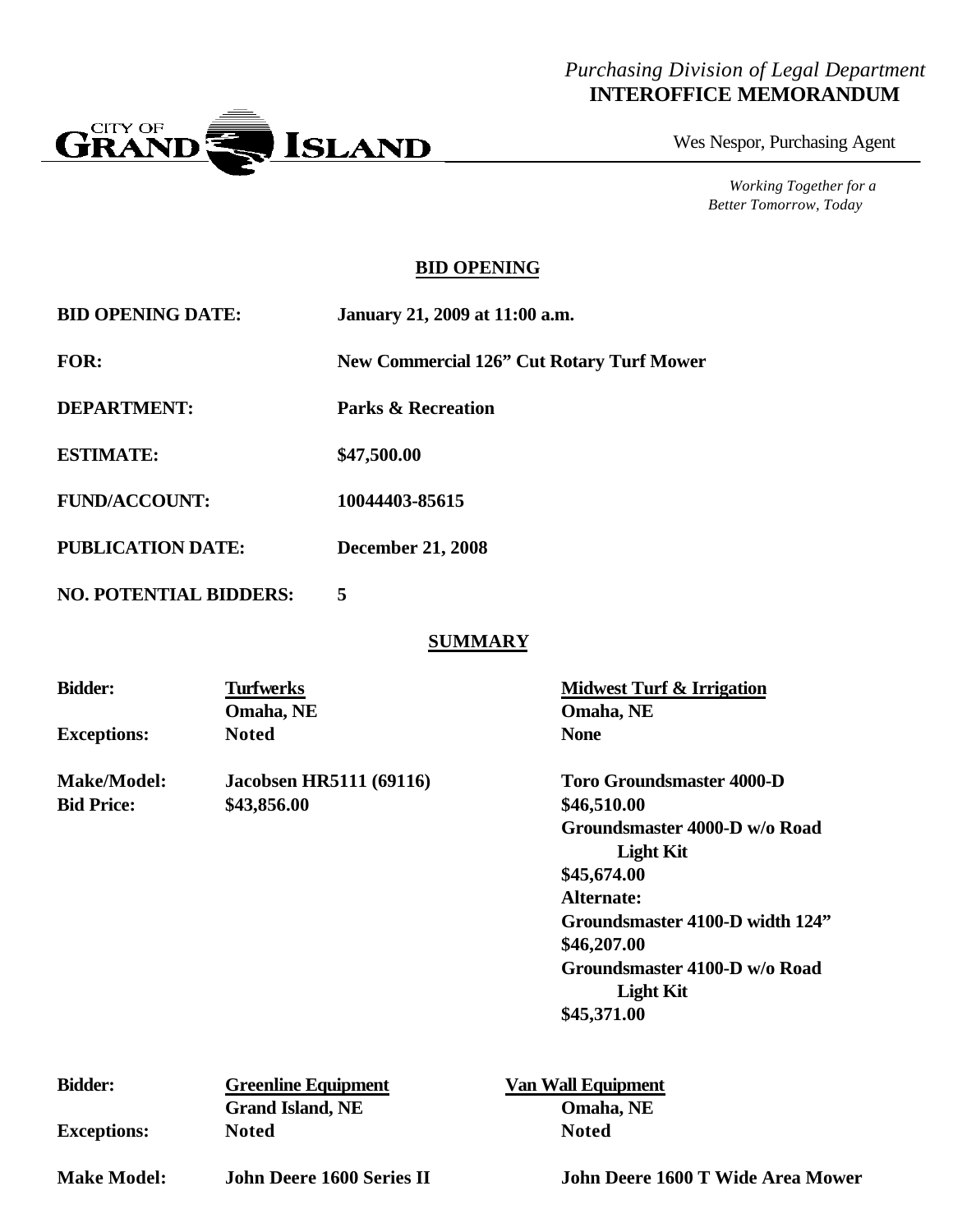*Purchasing Division of Legal Department*
**INTEROFFICE MEMORANDUM**

CITY OF GRAND ISLAND

Wes Nespor, Purchasing Agent

*Working Together for a Better Tomorrow, Today*

## BID OPENING

| | |
|---|---|
| **BID OPENING DATE:** | **January 21, 2009 at 11:00 a.m.** |
| **FOR:** | **New Commercial 126" Cut Rotary Turf Mower** |
| **DEPARTMENT:** | **Parks & Recreation** |
| **ESTIMATE:** | **$47,500.00** |
| **FUND/ACCOUNT:** | **10044403-85615** |
| **PUBLICATION DATE:** | **December 21, 2008** |
| **NO. POTENTIAL BIDDERS:** | **5** |

## SUMMARY

| | | |
|---|---|---|
| **Bidder:** | **Turfwerks** Omaha, NE | **Midwest Turf & Irrigation** Omaha, NE |
| **Exceptions:** | **Noted** | **None** |
| **Make/Model:** | **Jacobsen HR5111 (69116)** | **Toro Groundsmaster 4000-D** |
| **Bid Price:** | **$43,856.00** | **$46,510.00**<br>**Groundsmaster 4000-D w/o Road Light Kit**<br>**$45,674.00**<br>**Alternate:**<br>**Groundsmaster 4100-D width 124"**<br>**$46,207.00**<br>**Groundsmaster 4100-D w/o Road Light Kit**<br>**$45,371.00** |

| | | |
|---|---|---|
| **Bidder:** | **Greenline Equipment** Grand Island, NE | **Van Wall Equipment** Omaha, NE |
| **Exceptions:** | **Noted** | **Noted** |
| **Make Model:** | **John Deere 1600 Series II** | **John Deere 1600 T Wide Area Mower** |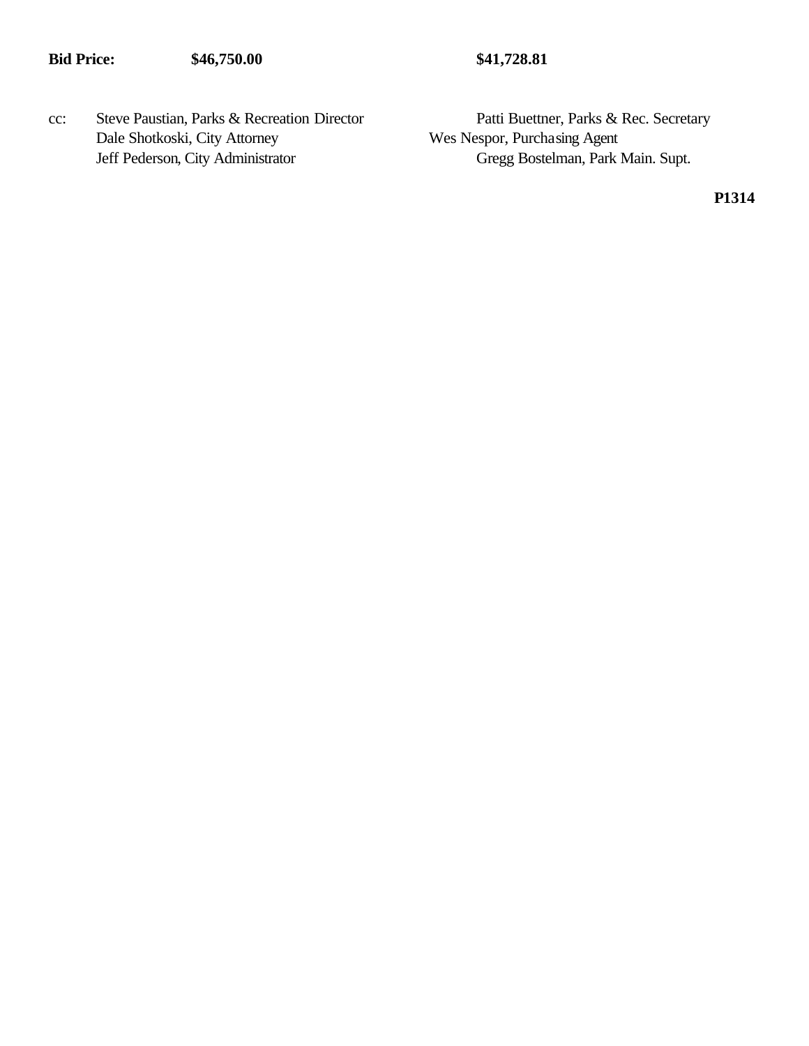| **Bid Price:** | **$46,750.00** | **$41,728.81** |
|---|---|---|

cc: Steve Paustian, Parks & Recreation Director
Dale Shotkoski, City Attorney
Jeff Pederson, City Administrator
Patti Buettner, Parks & Rec. Secretary
Wes Nespor, Purchasing Agent
Gregg Bostelman, Park Main. Supt.

**P1314**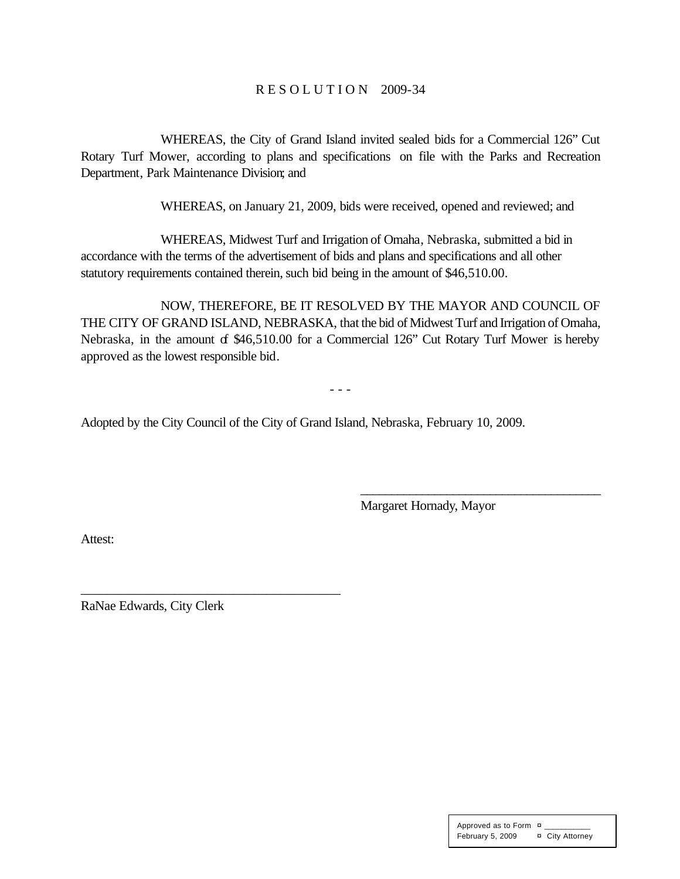# RESOLUTION 2009-34

WHEREAS, the City of Grand Island invited sealed bids for a Commercial 126" Cut Rotary Turf Mower, according to plans and specifications on file with the Parks and Recreation Department, Park Maintenance Division; and

WHEREAS, on January 21, 2009, bids were received, opened and reviewed; and

WHEREAS, Midwest Turf and Irrigation of Omaha, Nebraska, submitted a bid in accordance with the terms of the advertisement of bids and plans and specifications and all other statutory requirements contained therein, such bid being in the amount of $46,510.00.

NOW, THEREFORE, BE IT RESOLVED BY THE MAYOR AND COUNCIL OF THE CITY OF GRAND ISLAND, NEBRASKA, that the bid of Midwest Turf and Irrigation of Omaha, Nebraska, in the amount of $46,510.00 for a Commercial 126" Cut Rotary Turf Mower is hereby approved as the lowest responsible bid.

- - -

Adopted by the City Council of the City of Grand Island, Nebraska, February 10, 2009.

_____________________________________
Margaret Hornady, Mayor

Attest:

_____________________________________
RaNae Edwards, City Clerk

| | |
|---|---|
| Approved as to Form | ¤ __________ |
| February 5, 2009 | ¤ City Attorney |